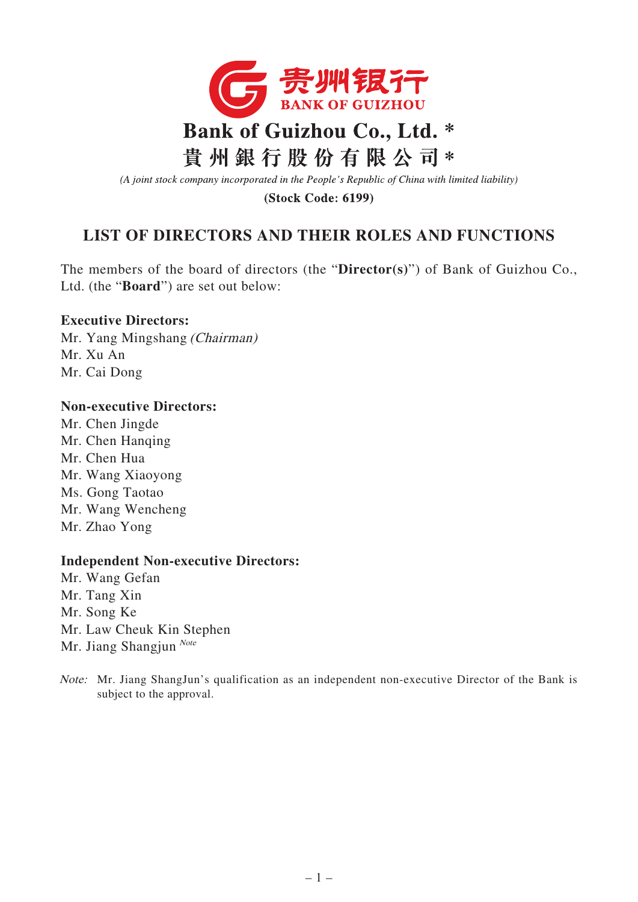贵州银行

BANK OF GUIZHOU

# Bank of Guizhou Co., Ltd. *

# 貴州銀行股份有限公司*

*(A joint stock company incorporated in the People's Republic of China with limited liability)*

**(Stock Code: 6199)**

## LIST OF DIRECTORS AND THEIR ROLES AND FUNCTIONS

The members of the board of directors (the "**Director(s)**") of Bank of Guizhou Co., Ltd. (the "**Board**") are set out below:

**Executive Directors:**

Mr. Yang Mingshang *(Chairman)*
Mr. Xu An
Mr. Cai Dong

**Non-executive Directors:**

Mr. Chen Jingde
Mr. Chen Hanqing
Mr. Chen Hua
Mr. Wang Xiaoyong
Ms. Gong Taotao
Mr. Wang Wencheng
Mr. Zhao Yong

**Independent Non-executive Directors:**

Mr. Wang Gefan
Mr. Tang Xin
Mr. Song Ke
Mr. Law Cheuk Kin Stephen
Mr. Jiang Shangjun *Note*

*Note:* Mr. Jiang ShangJun's qualification as an independent non-executive Director of the Bank is subject to the approval.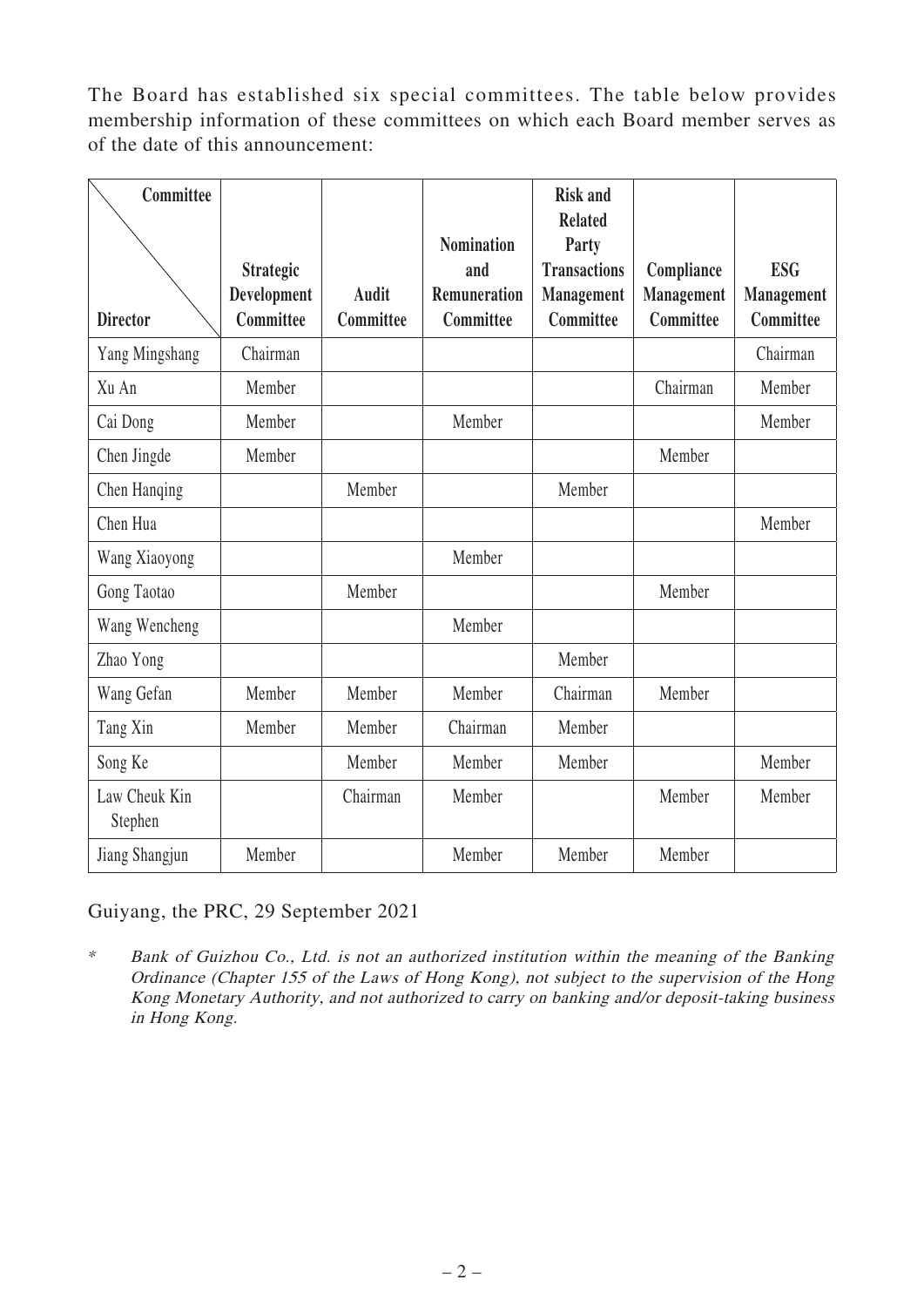The Board has established six special committees. The table below provides membership information of these committees on which each Board member serves as of the date of this announcement:

| Director \ Committee | Strategic Development Committee | Audit Committee | Nomination and Remuneration Committee | Risk and Related Party Transactions Management Committee | Compliance Management Committee | ESG Management Committee |
|---|---|---|---|---|---|---|
| Yang Mingshang | Chairman | | | | | Chairman |
| Xu An | Member | | | | Chairman | Member |
| Cai Dong | Member | | Member | | | Member |
| Chen Jingde | Member | | | | Member | |
| Chen Hanqing | | Member | | Member | | |
| Chen Hua | | | | | | Member |
| Wang Xiaoyong | | | Member | | | |
| Gong Taotao | | Member | | | Member | |
| Wang Wencheng | | | Member | | | |
| Zhao Yong | | | | Member | | |
| Wang Gefan | Member | Member | Member | Chairman | Member | |
| Tang Xin | Member | Member | Chairman | Member | | |
| Song Ke | | Member | Member | Member | | Member |
| Law Cheuk Kin Stephen | | Chairman | Member | | Member | Member |
| Jiang Shangjun | Member | | Member | Member | Member | |

Guiyang, the PRC, 29 September 2021

* *Bank of Guizhou Co., Ltd. is not an authorized institution within the meaning of the Banking Ordinance (Chapter 155 of the Laws of Hong Kong), not subject to the supervision of the Hong Kong Monetary Authority, and not authorized to carry on banking and/or deposit-taking business in Hong Kong.*